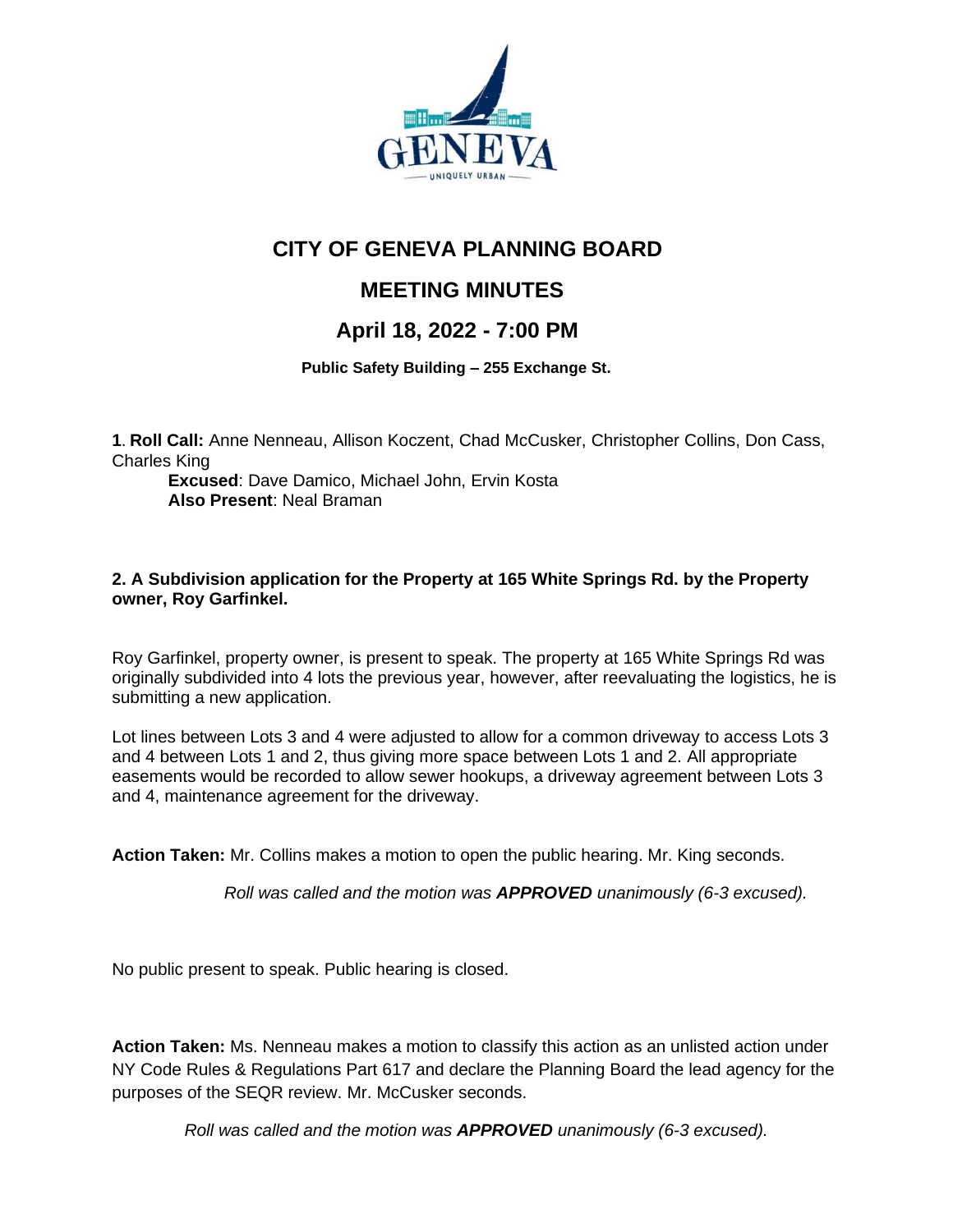# CITY OF GENEVA PLANNING BOARD

## MEETING MINUTES

## April 18, 2022 - 7:00 PM

**Public Safety Building – 255 Exchange St.**

**1**. **Roll Call:** Anne Nenneau, Allison Koczent, Chad McCusker, Christopher Collins, Don Cass, Charles King

**Excused**: Dave Damico, Michael John, Ervin Kosta

**Also Present**: Neal Braman

**2. A Subdivision application for the Property at 165 White Springs Rd. by the Property owner, Roy Garfinkel.**

Roy Garfinkel, property owner, is present to speak. The property at 165 White Springs Rd was originally subdivided into 4 lots the previous year, however, after reevaluating the logistics, he is submitting a new application.

Lot lines between Lots 3 and 4 were adjusted to allow for a common driveway to access Lots 3 and 4 between Lots 1 and 2, thus giving more space between Lots 1 and 2. All appropriate easements would be recorded to allow sewer hookups, a driveway agreement between Lots 3 and 4, maintenance agreement for the driveway.

**Action Taken:** Mr. Collins makes a motion to open the public hearing. Mr. King seconds.

*Roll was called and the motion was **APPROVED** unanimously (6-3 excused).*

No public present to speak. Public hearing is closed.

**Action Taken:** Ms. Nenneau makes a motion to classify this action as an unlisted action under NY Code Rules & Regulations Part 617 and declare the Planning Board the lead agency for the purposes of the SEQR review. Mr. McCusker seconds.

*Roll was called and the motion was **APPROVED** unanimously (6-3 excused).*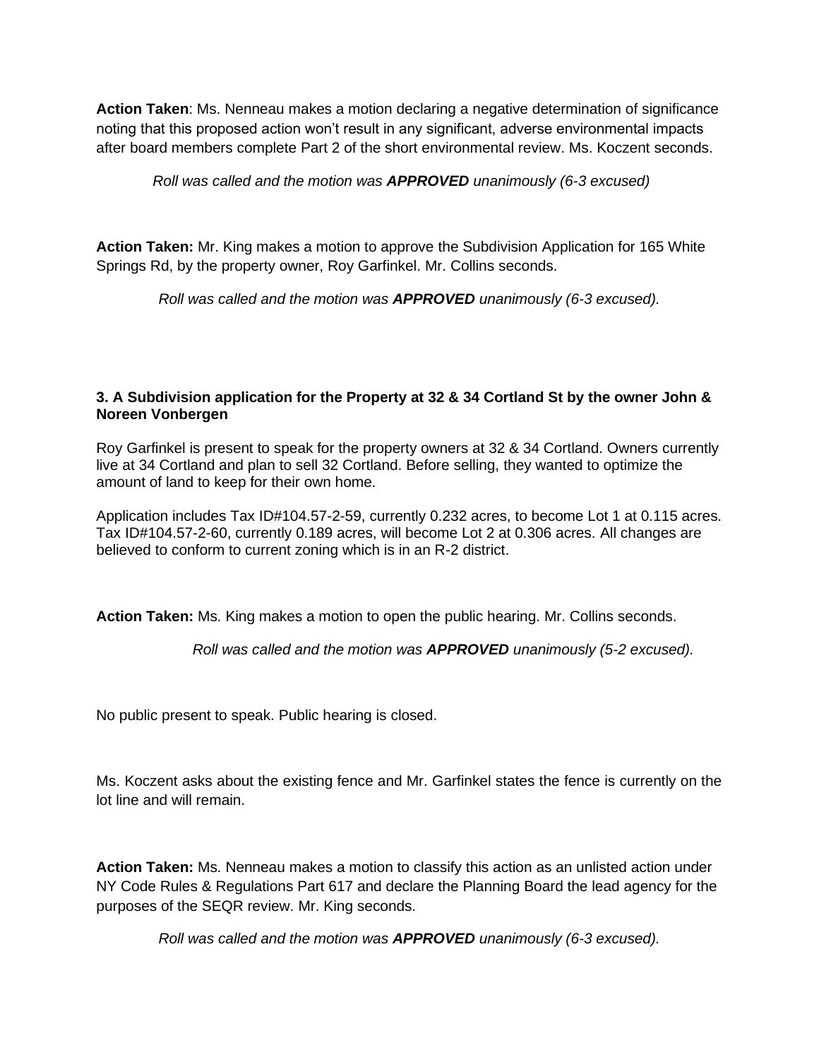**Action Taken**: Ms. Nenneau makes a motion declaring a negative determination of significance noting that this proposed action won't result in any significant, adverse environmental impacts after board members complete Part 2 of the short environmental review. Ms. Koczent seconds.

*Roll was called and the motion was **APPROVED** unanimously (6-3 excused)*

**Action Taken:** Mr. King makes a motion to approve the Subdivision Application for 165 White Springs Rd, by the property owner, Roy Garfinkel. Mr. Collins seconds.

*Roll was called and the motion was **APPROVED** unanimously (6-3 excused).*

**3. A Subdivision application for the Property at 32 & 34 Cortland St by the owner John & Noreen Vonbergen**

Roy Garfinkel is present to speak for the property owners at 32 & 34 Cortland. Owners currently live at 34 Cortland and plan to sell 32 Cortland. Before selling, they wanted to optimize the amount of land to keep for their own home.

Application includes Tax ID#104.57-2-59, currently 0.232 acres, to become Lot 1 at 0.115 acres. Tax ID#104.57-2-60, currently 0.189 acres, will become Lot 2 at 0.306 acres. All changes are believed to conform to current zoning which is in an R-2 district.

**Action Taken:** Ms. King makes a motion to open the public hearing. Mr. Collins seconds.

*Roll was called and the motion was **APPROVED** unanimously (5-2 excused).*

No public present to speak. Public hearing is closed.

Ms. Koczent asks about the existing fence and Mr. Garfinkel states the fence is currently on the lot line and will remain.

**Action Taken:** Ms. Nenneau makes a motion to classify this action as an unlisted action under NY Code Rules & Regulations Part 617 and declare the Planning Board the lead agency for the purposes of the SEQR review. Mr. King seconds.

*Roll was called and the motion was **APPROVED** unanimously (6-3 excused).*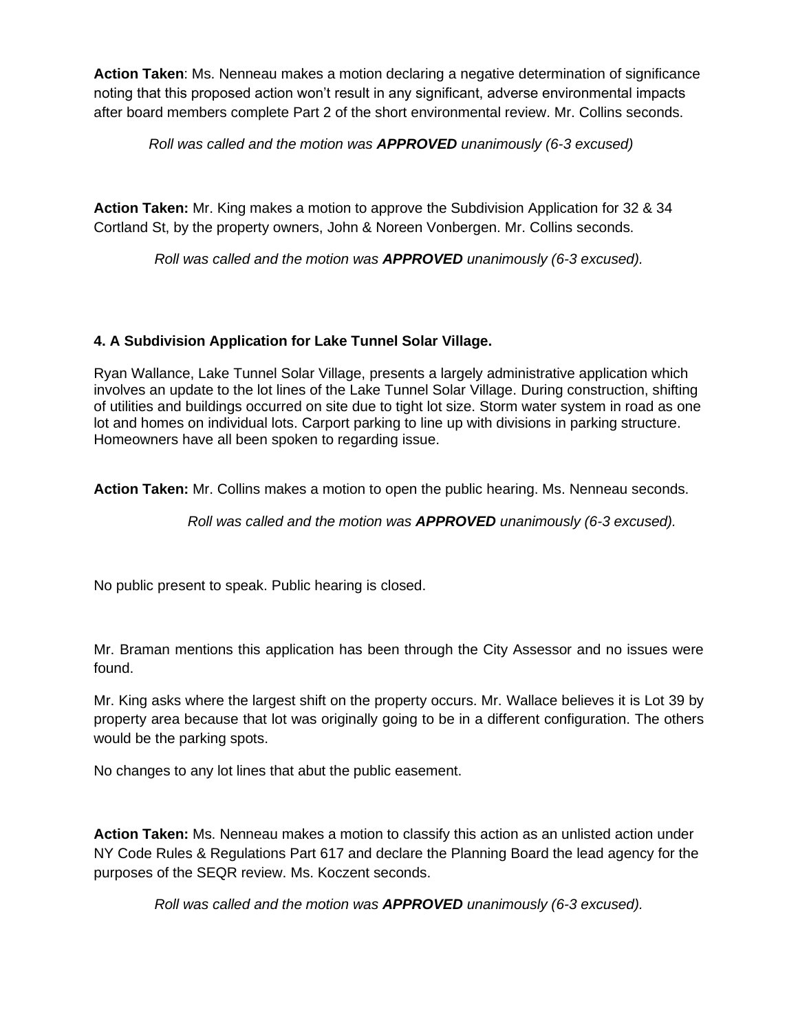**Action Taken**: Ms. Nenneau makes a motion declaring a negative determination of significance noting that this proposed action won't result in any significant, adverse environmental impacts after board members complete Part 2 of the short environmental review. Mr. Collins seconds.

*Roll was called and the motion was **APPROVED** unanimously (6-3 excused)*

**Action Taken:** Mr. King makes a motion to approve the Subdivision Application for 32 & 34 Cortland St, by the property owners, John & Noreen Vonbergen. Mr. Collins seconds.

*Roll was called and the motion was **APPROVED** unanimously (6-3 excused).*

**4. A Subdivision Application for Lake Tunnel Solar Village.**

Ryan Wallance, Lake Tunnel Solar Village, presents a largely administrative application which involves an update to the lot lines of the Lake Tunnel Solar Village. During construction, shifting of utilities and buildings occurred on site due to tight lot size. Storm water system in road as one lot and homes on individual lots. Carport parking to line up with divisions in parking structure. Homeowners have all been spoken to regarding issue.

**Action Taken:** Mr. Collins makes a motion to open the public hearing. Ms. Nenneau seconds.

*Roll was called and the motion was **APPROVED** unanimously (6-3 excused).*

No public present to speak. Public hearing is closed.

Mr. Braman mentions this application has been through the City Assessor and no issues were found.

Mr. King asks where the largest shift on the property occurs. Mr. Wallace believes it is Lot 39 by property area because that lot was originally going to be in a different configuration. The others would be the parking spots.

No changes to any lot lines that abut the public easement.

**Action Taken:** Ms. Nenneau makes a motion to classify this action as an unlisted action under NY Code Rules & Regulations Part 617 and declare the Planning Board the lead agency for the purposes of the SEQR review. Ms. Koczent seconds.

*Roll was called and the motion was **APPROVED** unanimously (6-3 excused).*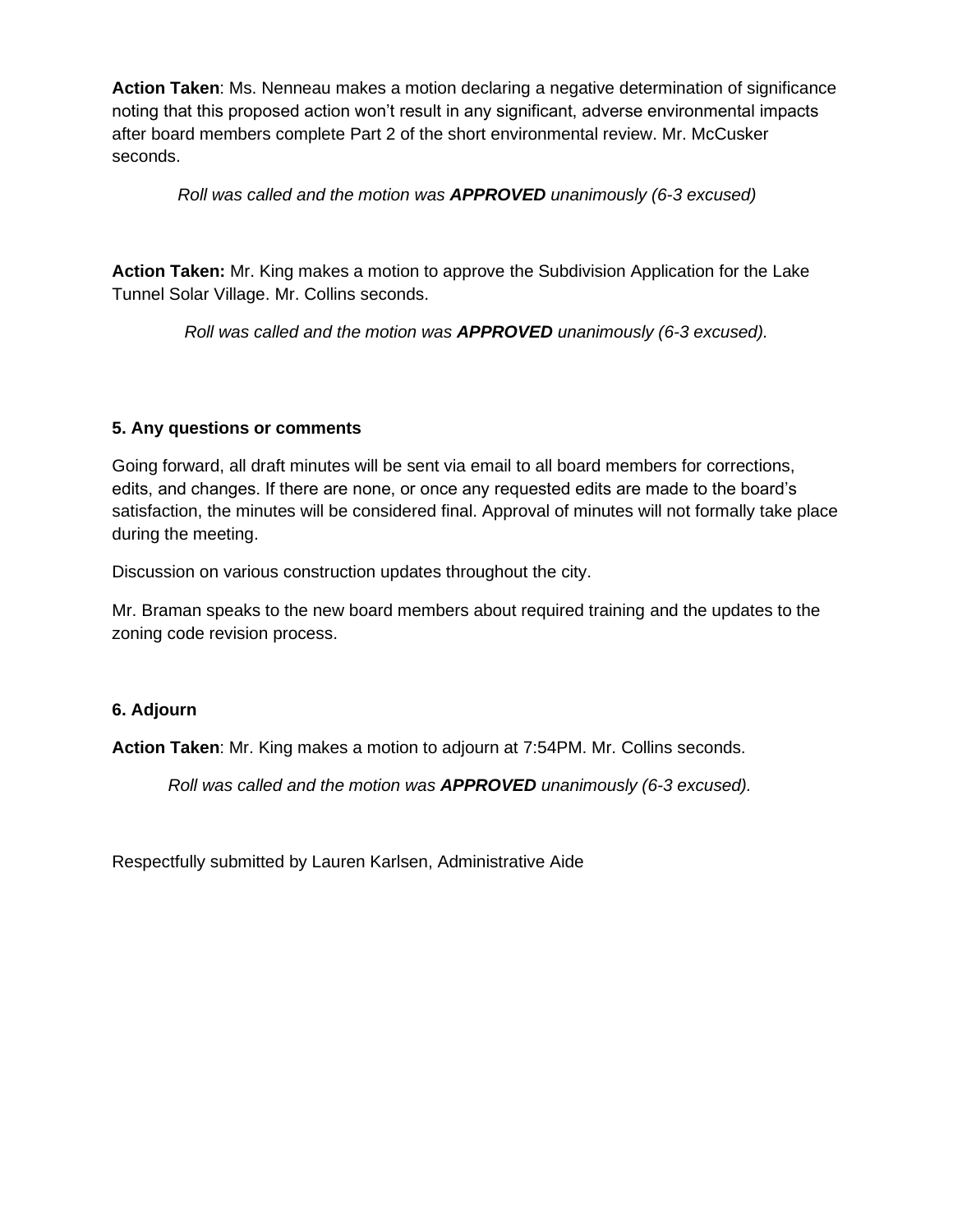**Action Taken**: Ms. Nenneau makes a motion declaring a negative determination of significance noting that this proposed action won't result in any significant, adverse environmental impacts after board members complete Part 2 of the short environmental review. Mr. McCusker seconds.

*Roll was called and the motion was **APPROVED** unanimously (6-3 excused)*

**Action Taken:** Mr. King makes a motion to approve the Subdivision Application for the Lake Tunnel Solar Village. Mr. Collins seconds.

*Roll was called and the motion was **APPROVED** unanimously (6-3 excused).*

### 5. Any questions or comments

Going forward, all draft minutes will be sent via email to all board members for corrections, edits, and changes. If there are none, or once any requested edits are made to the board's satisfaction, the minutes will be considered final. Approval of minutes will not formally take place during the meeting.

Discussion on various construction updates throughout the city.

Mr. Braman speaks to the new board members about required training and the updates to the zoning code revision process.

### 6. Adjourn

**Action Taken**: Mr. King makes a motion to adjourn at 7:54PM. Mr. Collins seconds.

*Roll was called and the motion was **APPROVED** unanimously (6-3 excused).*

Respectfully submitted by Lauren Karlsen, Administrative Aide